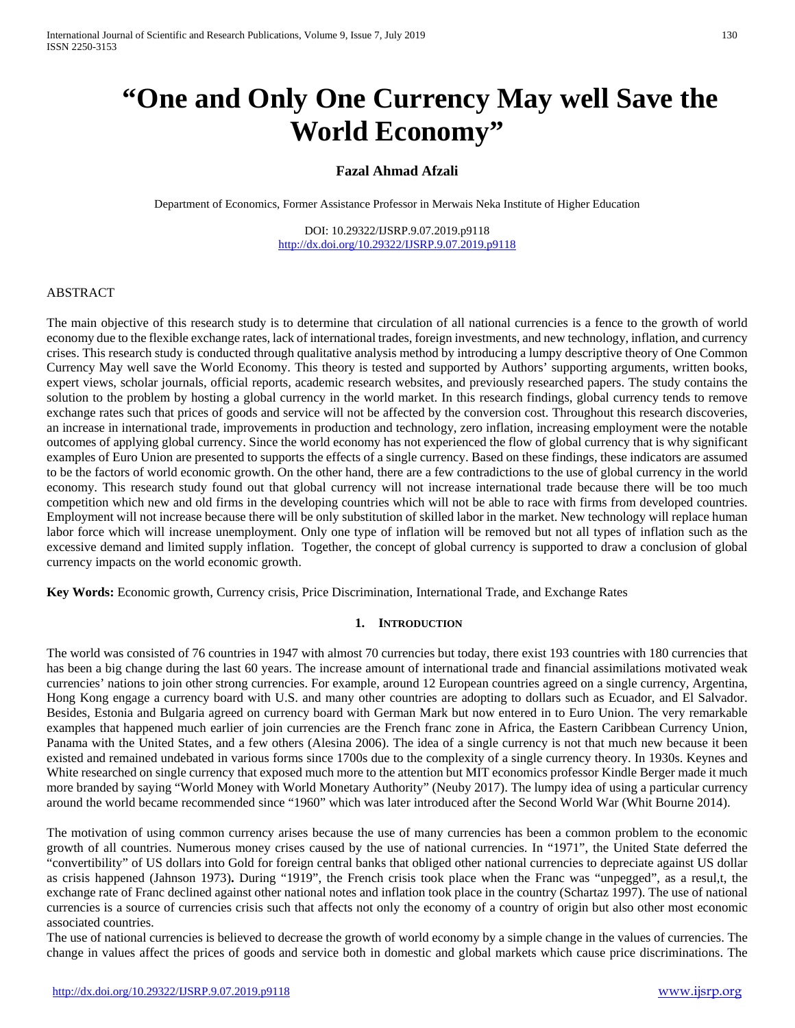# "One and Only One Currency May well Save the World Economy"

**Fazal Ahmad Afzali**

Department of Economics, Former Assistance Professor in Merwais Neka Institute of Higher Education

DOI: 10.29322/IJSRP.9.07.2019.p9118
http://dx.doi.org/10.29322/IJSRP.9.07.2019.p9118

ABSTRACT

The main objective of this research study is to determine that circulation of all national currencies is a fence to the growth of world economy due to the flexible exchange rates, lack of international trades, foreign investments, and new technology, inflation, and currency crises. This research study is conducted through qualitative analysis method by introducing a lumpy descriptive theory of One Common Currency May well save the World Economy. This theory is tested and supported by Authors' supporting arguments, written books, expert views, scholar journals, official reports, academic research websites, and previously researched papers. The study contains the solution to the problem by hosting a global currency in the world market. In this research findings, global currency tends to remove exchange rates such that prices of goods and service will not be affected by the conversion cost. Throughout this research discoveries, an increase in international trade, improvements in production and technology, zero inflation, increasing employment were the notable outcomes of applying global currency. Since the world economy has not experienced the flow of global currency that is why significant examples of Euro Union are presented to supports the effects of a single currency. Based on these findings, these indicators are assumed to be the factors of world economic growth. On the other hand, there are a few contradictions to the use of global currency in the world economy. This research study found out that global currency will not increase international trade because there will be too much competition which new and old firms in the developing countries which will not be able to race with firms from developed countries. Employment will not increase because there will be only substitution of skilled labor in the market. New technology will replace human labor force which will increase unemployment. Only one type of inflation will be removed but not all types of inflation such as the excessive demand and limited supply inflation. Together, the concept of global currency is supported to draw a conclusion of global currency impacts on the world economic growth.

**Key Words:** Economic growth, Currency crisis, Price Discrimination, International Trade, and Exchange Rates

## 1. INTRODUCTION

The world was consisted of 76 countries in 1947 with almost 70 currencies but today, there exist 193 countries with 180 currencies that has been a big change during the last 60 years. The increase amount of international trade and financial assimilations motivated weak currencies' nations to join other strong currencies. For example, around 12 European countries agreed on a single currency, Argentina, Hong Kong engage a currency board with U.S. and many other countries are adopting to dollars such as Ecuador, and El Salvador. Besides, Estonia and Bulgaria agreed on currency board with German Mark but now entered in to Euro Union. The very remarkable examples that happened much earlier of join currencies are the French franc zone in Africa, the Eastern Caribbean Currency Union, Panama with the United States, and a few others (Alesina 2006). The idea of a single currency is not that much new because it been existed and remained undebated in various forms since 1700s due to the complexity of a single currency theory. In 1930s. Keynes and White researched on single currency that exposed much more to the attention but MIT economics professor Kindle Berger made it much more branded by saying "World Money with World Monetary Authority" (Neuby 2017). The lumpy idea of using a particular currency around the world became recommended since "1960" which was later introduced after the Second World War (Whit Bourne 2014).

The motivation of using common currency arises because the use of many currencies has been a common problem to the economic growth of all countries. Numerous money crises caused by the use of national currencies. In "1971", the United State deferred the "convertibility" of US dollars into Gold for foreign central banks that obliged other national currencies to depreciate against US dollar as crisis happened (Jahnson 1973)**.** During "1919", the French crisis took place when the Franc was "unpegged", as a resul,t, the exchange rate of Franc declined against other national notes and inflation took place in the country (Schartaz 1997). The use of national currencies is a source of currencies crisis such that affects not only the economy of a country of origin but also other most economic associated countries.

The use of national currencies is believed to decrease the growth of world economy by a simple change in the values of currencies. The change in values affect the prices of goods and service both in domestic and global markets which cause price discriminations. The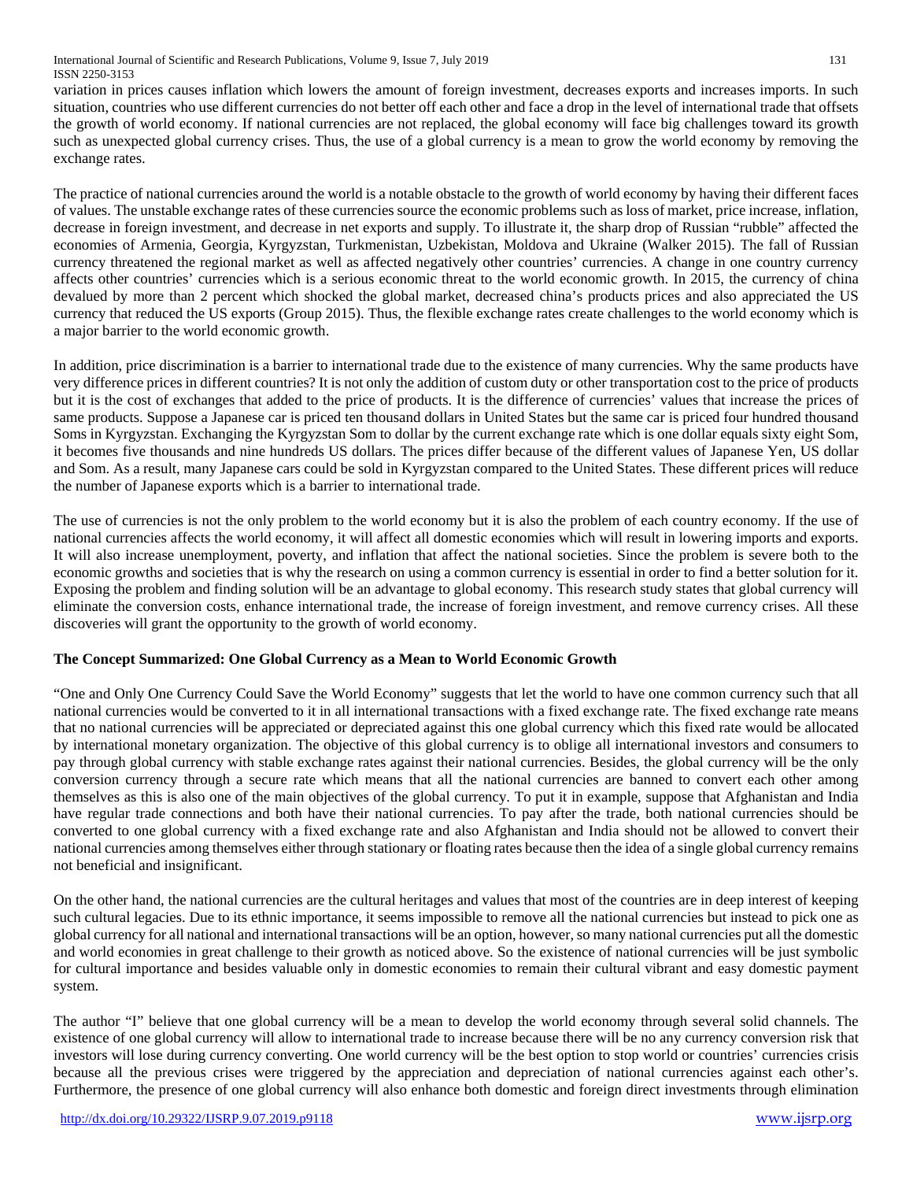variation in prices causes inflation which lowers the amount of foreign investment, decreases exports and increases imports. In such situation, countries who use different currencies do not better off each other and face a drop in the level of international trade that offsets the growth of world economy. If national currencies are not replaced, the global economy will face big challenges toward its growth such as unexpected global currency crises. Thus, the use of a global currency is a mean to grow the world economy by removing the exchange rates.

The practice of national currencies around the world is a notable obstacle to the growth of world economy by having their different faces of values. The unstable exchange rates of these currencies source the economic problems such as loss of market, price increase, inflation, decrease in foreign investment, and decrease in net exports and supply. To illustrate it, the sharp drop of Russian "rubble" affected the economies of Armenia, Georgia, Kyrgyzstan, Turkmenistan, Uzbekistan, Moldova and Ukraine (Walker 2015). The fall of Russian currency threatened the regional market as well as affected negatively other countries' currencies. A change in one country currency affects other countries' currencies which is a serious economic threat to the world economic growth. In 2015, the currency of china devalued by more than 2 percent which shocked the global market, decreased china's products prices and also appreciated the US currency that reduced the US exports (Group 2015). Thus, the flexible exchange rates create challenges to the world economy which is a major barrier to the world economic growth.

In addition, price discrimination is a barrier to international trade due to the existence of many currencies. Why the same products have very difference prices in different countries? It is not only the addition of custom duty or other transportation cost to the price of products but it is the cost of exchanges that added to the price of products. It is the difference of currencies' values that increase the prices of same products. Suppose a Japanese car is priced ten thousand dollars in United States but the same car is priced four hundred thousand Soms in Kyrgyzstan. Exchanging the Kyrgyzstan Som to dollar by the current exchange rate which is one dollar equals sixty eight Som, it becomes five thousands and nine hundreds US dollars. The prices differ because of the different values of Japanese Yen, US dollar and Som. As a result, many Japanese cars could be sold in Kyrgyzstan compared to the United States. These different prices will reduce the number of Japanese exports which is a barrier to international trade.

The use of currencies is not the only problem to the world economy but it is also the problem of each country economy. If the use of national currencies affects the world economy, it will affect all domestic economies which will result in lowering imports and exports. It will also increase unemployment, poverty, and inflation that affect the national societies. Since the problem is severe both to the economic growths and societies that is why the research on using a common currency is essential in order to find a better solution for it. Exposing the problem and finding solution will be an advantage to global economy. This research study states that global currency will eliminate the conversion costs, enhance international trade, the increase of foreign investment, and remove currency crises. All these discoveries will grant the opportunity to the growth of world economy.

**The Concept Summarized: One Global Currency as a Mean to World Economic Growth**

"One and Only One Currency Could Save the World Economy" suggests that let the world to have one common currency such that all national currencies would be converted to it in all international transactions with a fixed exchange rate. The fixed exchange rate means that no national currencies will be appreciated or depreciated against this one global currency which this fixed rate would be allocated by international monetary organization. The objective of this global currency is to oblige all international investors and consumers to pay through global currency with stable exchange rates against their national currencies. Besides, the global currency will be the only conversion currency through a secure rate which means that all the national currencies are banned to convert each other among themselves as this is also one of the main objectives of the global currency. To put it in example, suppose that Afghanistan and India have regular trade connections and both have their national currencies. To pay after the trade, both national currencies should be converted to one global currency with a fixed exchange rate and also Afghanistan and India should not be allowed to convert their national currencies among themselves either through stationary or floating rates because then the idea of a single global currency remains not beneficial and insignificant.

On the other hand, the national currencies are the cultural heritages and values that most of the countries are in deep interest of keeping such cultural legacies. Due to its ethnic importance, it seems impossible to remove all the national currencies but instead to pick one as global currency for all national and international transactions will be an option, however, so many national currencies put all the domestic and world economies in great challenge to their growth as noticed above. So the existence of national currencies will be just symbolic for cultural importance and besides valuable only in domestic economies to remain their cultural vibrant and easy domestic payment system.

The author "I" believe that one global currency will be a mean to develop the world economy through several solid channels. The existence of one global currency will allow to international trade to increase because there will be no any currency conversion risk that investors will lose during currency converting. One world currency will be the best option to stop world or countries' currencies crisis because all the previous crises were triggered by the appreciation and depreciation of national currencies against each other's. Furthermore, the presence of one global currency will also enhance both domestic and foreign direct investments through elimination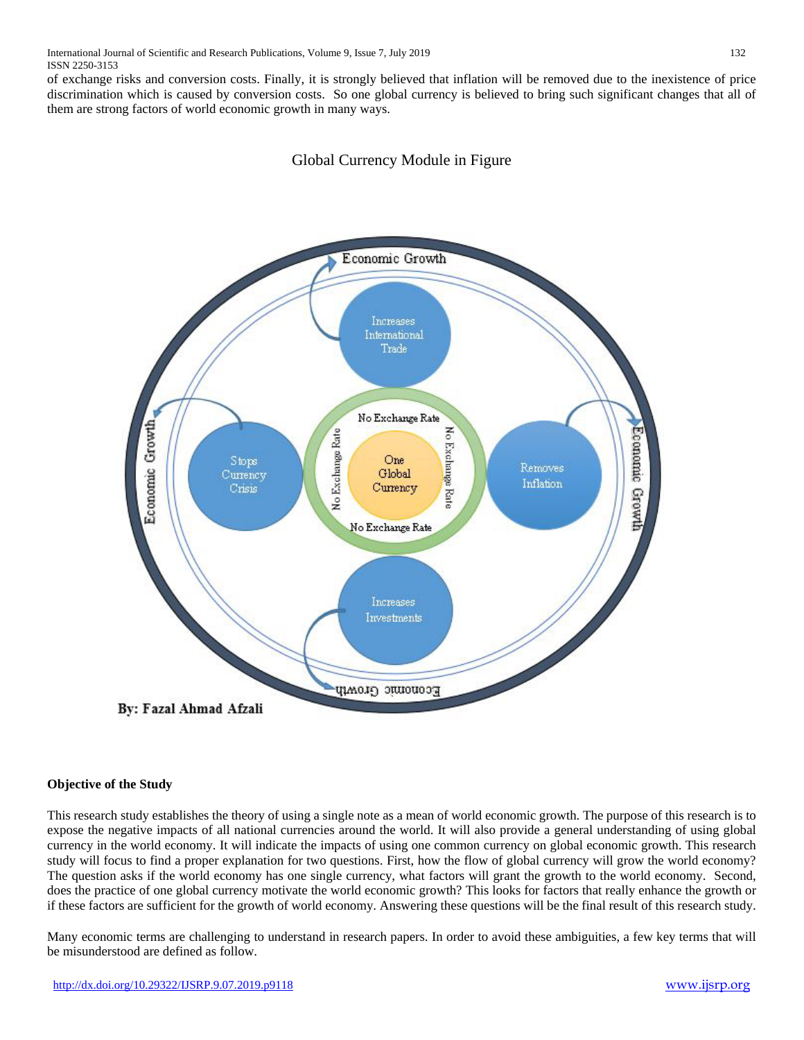of exchange risks and conversion costs. Finally, it is strongly believed that inflation will be removed due to the inexistence of price discrimination which is caused by conversion costs. So one global currency is believed to bring such significant changes that all of them are strong factors of world economic growth in many ways.

Global Currency Module in Figure

Economic Growth

Increases International Trade

Stops Currency Crisis

No Exchange Rate

One Global Currency

Removes Inflation

Increases Investments

By: Fazal Ahmad Afzali

**Objective of the Study**

This research study establishes the theory of using a single note as a mean of world economic growth. The purpose of this research is to expose the negative impacts of all national currencies around the world. It will also provide a general understanding of using global currency in the world economy. It will indicate the impacts of using one common currency on global economic growth. This research study will focus to find a proper explanation for two questions. First, how the flow of global currency will grow the world economy? The question asks if the world economy has one single currency, what factors will grant the growth to the world economy. Second, does the practice of one global currency motivate the world economic growth? This looks for factors that really enhance the growth or if these factors are sufficient for the growth of world economy. Answering these questions will be the final result of this research study.

Many economic terms are challenging to understand in research papers. In order to avoid these ambiguities, a few key terms that will be misunderstood are defined as follow.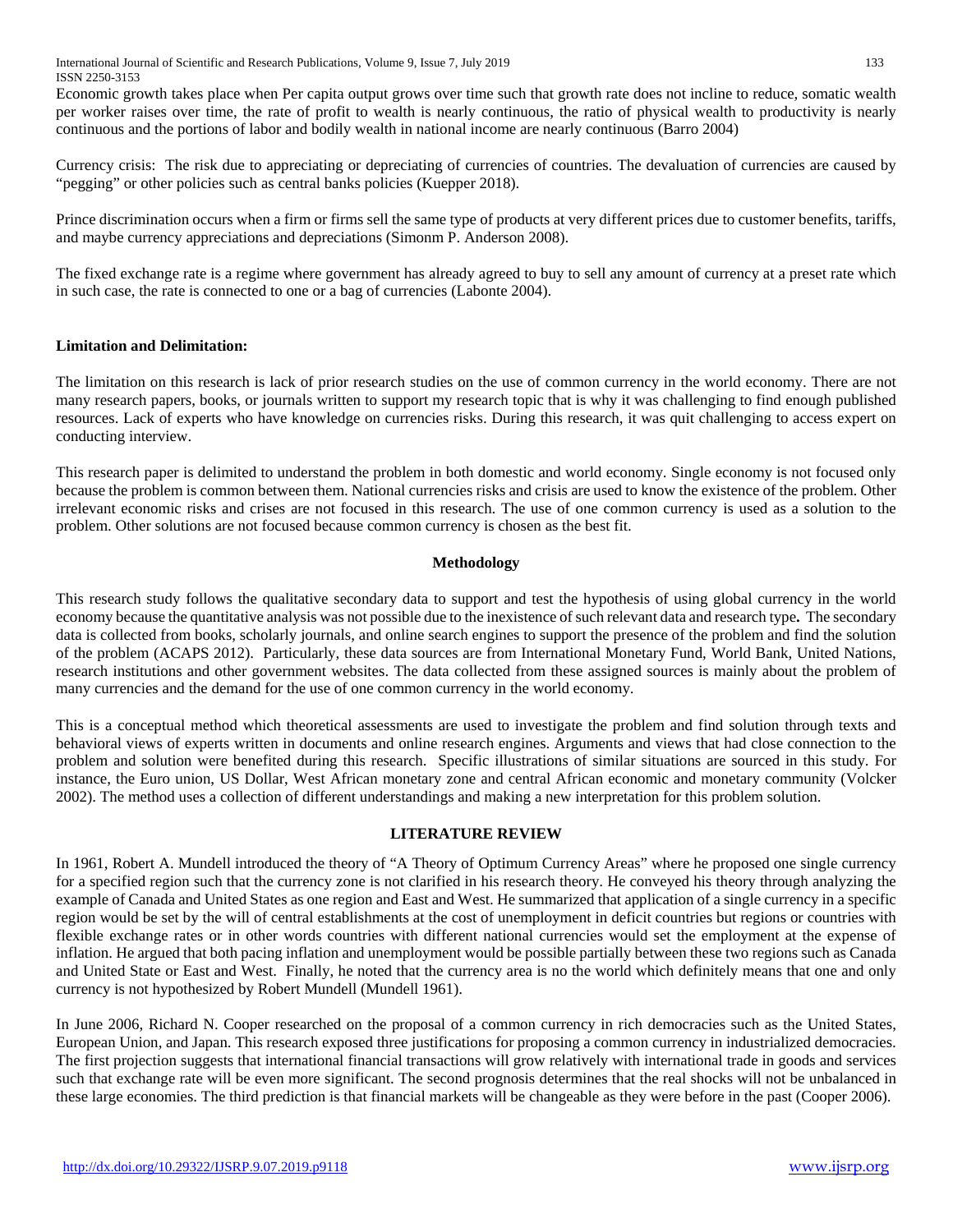Economic growth takes place when Per capita output grows over time such that growth rate does not incline to reduce, somatic wealth per worker raises over time, the rate of profit to wealth is nearly continuous, the ratio of physical wealth to productivity is nearly continuous and the portions of labor and bodily wealth in national income are nearly continuous (Barro 2004)

Currency crisis: The risk due to appreciating or depreciating of currencies of countries. The devaluation of currencies are caused by "pegging" or other policies such as central banks policies (Kuepper 2018).

Prince discrimination occurs when a firm or firms sell the same type of products at very different prices due to customer benefits, tariffs, and maybe currency appreciations and depreciations (Simonm P. Anderson 2008).

The fixed exchange rate is a regime where government has already agreed to buy to sell any amount of currency at a preset rate which in such case, the rate is connected to one or a bag of currencies (Labonte 2004).

**Limitation and Delimitation:**

The limitation on this research is lack of prior research studies on the use of common currency in the world economy. There are not many research papers, books, or journals written to support my research topic that is why it was challenging to find enough published resources. Lack of experts who have knowledge on currencies risks. During this research, it was quit challenging to access expert on conducting interview.

This research paper is delimited to understand the problem in both domestic and world economy. Single economy is not focused only because the problem is common between them. National currencies risks and crisis are used to know the existence of the problem. Other irrelevant economic risks and crises are not focused in this research. The use of one common currency is used as a solution to the problem. Other solutions are not focused because common currency is chosen as the best fit.

## Methodology

This research study follows the qualitative secondary data to support and test the hypothesis of using global currency in the world economy because the quantitative analysis was not possible due to the inexistence of such relevant data and research type**.** The secondary data is collected from books, scholarly journals, and online search engines to support the presence of the problem and find the solution of the problem (ACAPS 2012). Particularly, these data sources are from International Monetary Fund, World Bank, United Nations, research institutions and other government websites. The data collected from these assigned sources is mainly about the problem of many currencies and the demand for the use of one common currency in the world economy.

This is a conceptual method which theoretical assessments are used to investigate the problem and find solution through texts and behavioral views of experts written in documents and online research engines. Arguments and views that had close connection to the problem and solution were benefited during this research. Specific illustrations of similar situations are sourced in this study. For instance, the Euro union, US Dollar, West African monetary zone and central African economic and monetary community (Volcker 2002). The method uses a collection of different understandings and making a new interpretation for this problem solution.

## LITERATURE REVIEW

In 1961, Robert A. Mundell introduced the theory of "A Theory of Optimum Currency Areas" where he proposed one single currency for a specified region such that the currency zone is not clarified in his research theory. He conveyed his theory through analyzing the example of Canada and United States as one region and East and West. He summarized that application of a single currency in a specific region would be set by the will of central establishments at the cost of unemployment in deficit countries but regions or countries with flexible exchange rates or in other words countries with different national currencies would set the employment at the expense of inflation. He argued that both pacing inflation and unemployment would be possible partially between these two regions such as Canada and United State or East and West. Finally, he noted that the currency area is no the world which definitely means that one and only currency is not hypothesized by Robert Mundell (Mundell 1961).

In June 2006, Richard N. Cooper researched on the proposal of a common currency in rich democracies such as the United States, European Union, and Japan. This research exposed three justifications for proposing a common currency in industrialized democracies. The first projection suggests that international financial transactions will grow relatively with international trade in goods and services such that exchange rate will be even more significant. The second prognosis determines that the real shocks will not be unbalanced in these large economies. The third prediction is that financial markets will be changeable as they were before in the past (Cooper 2006).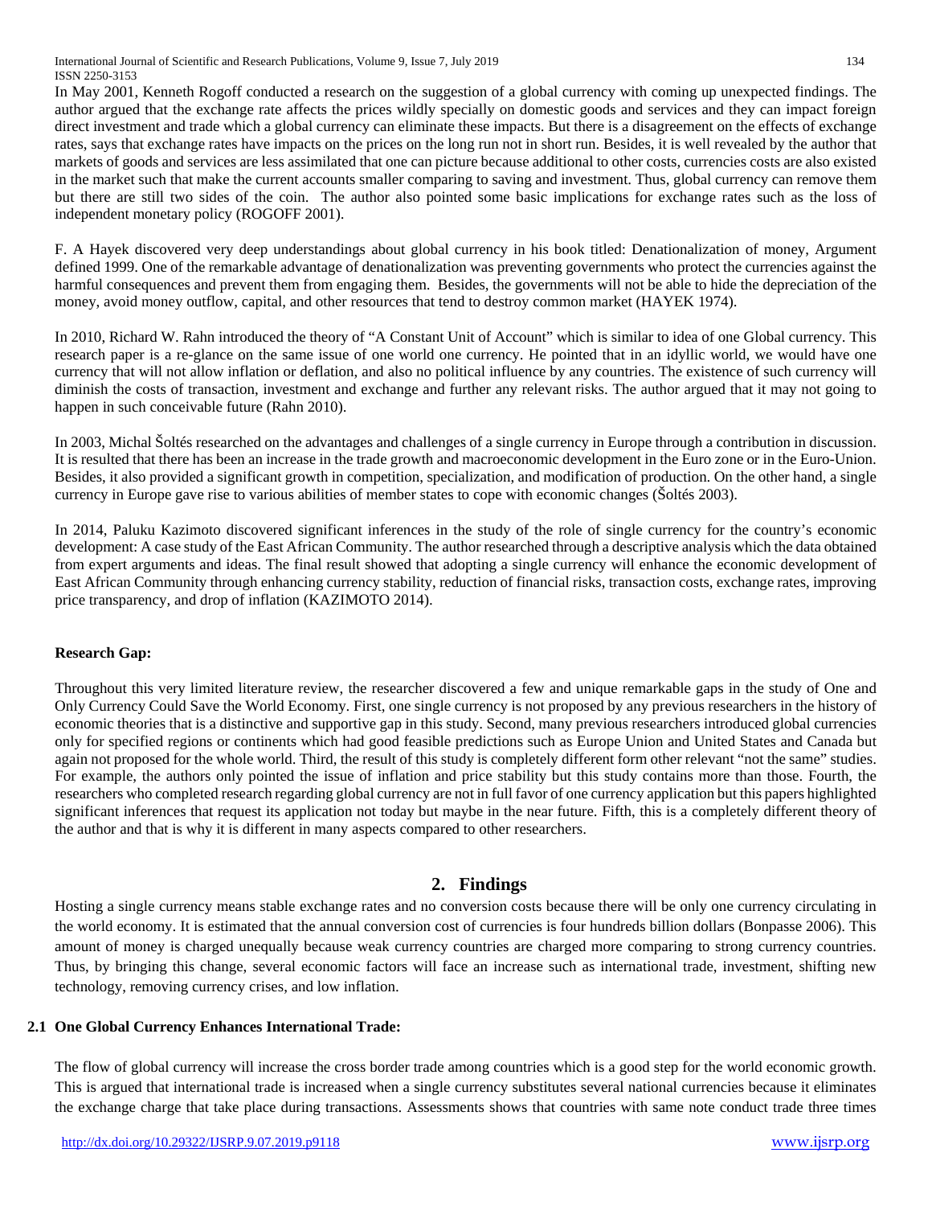In May 2001, Kenneth Rogoff conducted a research on the suggestion of a global currency with coming up unexpected findings. The author argued that the exchange rate affects the prices wildly specially on domestic goods and services and they can impact foreign direct investment and trade which a global currency can eliminate these impacts. But there is a disagreement on the effects of exchange rates, says that exchange rates have impacts on the prices on the long run not in short run. Besides, it is well revealed by the author that markets of goods and services are less assimilated that one can picture because additional to other costs, currencies costs are also existed in the market such that make the current accounts smaller comparing to saving and investment. Thus, global currency can remove them but there are still two sides of the coin. The author also pointed some basic implications for exchange rates such as the loss of independent monetary policy (ROGOFF 2001).

F. A Hayek discovered very deep understandings about global currency in his book titled: Denationalization of money, Argument defined 1999. One of the remarkable advantage of denationalization was preventing governments who protect the currencies against the harmful consequences and prevent them from engaging them. Besides, the governments will not be able to hide the depreciation of the money, avoid money outflow, capital, and other resources that tend to destroy common market (HAYEK 1974).

In 2010, Richard W. Rahn introduced the theory of "A Constant Unit of Account" which is similar to idea of one Global currency. This research paper is a re-glance on the same issue of one world one currency. He pointed that in an idyllic world, we would have one currency that will not allow inflation or deflation, and also no political influence by any countries. The existence of such currency will diminish the costs of transaction, investment and exchange and further any relevant risks. The author argued that it may not going to happen in such conceivable future (Rahn 2010).

In 2003, Michal Šoltés researched on the advantages and challenges of a single currency in Europe through a contribution in discussion. It is resulted that there has been an increase in the trade growth and macroeconomic development in the Euro zone or in the Euro-Union. Besides, it also provided a significant growth in competition, specialization, and modification of production. On the other hand, a single currency in Europe gave rise to various abilities of member states to cope with economic changes (Šoltés 2003).

In 2014, Paluku Kazimoto discovered significant inferences in the study of the role of single currency for the country's economic development: A case study of the East African Community. The author researched through a descriptive analysis which the data obtained from expert arguments and ideas. The final result showed that adopting a single currency will enhance the economic development of East African Community through enhancing currency stability, reduction of financial risks, transaction costs, exchange rates, improving price transparency, and drop of inflation (KAZIMOTO 2014).

**Research Gap:**

Throughout this very limited literature review, the researcher discovered a few and unique remarkable gaps in the study of One and Only Currency Could Save the World Economy. First, one single currency is not proposed by any previous researchers in the history of economic theories that is a distinctive and supportive gap in this study. Second, many previous researchers introduced global currencies only for specified regions or continents which had good feasible predictions such as Europe Union and United States and Canada but again not proposed for the whole world. Third, the result of this study is completely different form other relevant "not the same" studies. For example, the authors only pointed the issue of inflation and price stability but this study contains more than those. Fourth, the researchers who completed research regarding global currency are not in full favor of one currency application but this papers highlighted significant inferences that request its application not today but maybe in the near future. Fifth, this is a completely different theory of the author and that is why it is different in many aspects compared to other researchers.

## 2. Findings

Hosting a single currency means stable exchange rates and no conversion costs because there will be only one currency circulating in the world economy. It is estimated that the annual conversion cost of currencies is four hundreds billion dollars (Bonpasse 2006). This amount of money is charged unequally because weak currency countries are charged more comparing to strong currency countries. Thus, by bringing this change, several economic factors will face an increase such as international trade, investment, shifting new technology, removing currency crises, and low inflation.

### 2.1 One Global Currency Enhances International Trade:

The flow of global currency will increase the cross border trade among countries which is a good step for the world economic growth. This is argued that international trade is increased when a single currency substitutes several national currencies because it eliminates the exchange charge that take place during transactions. Assessments shows that countries with same note conduct trade three times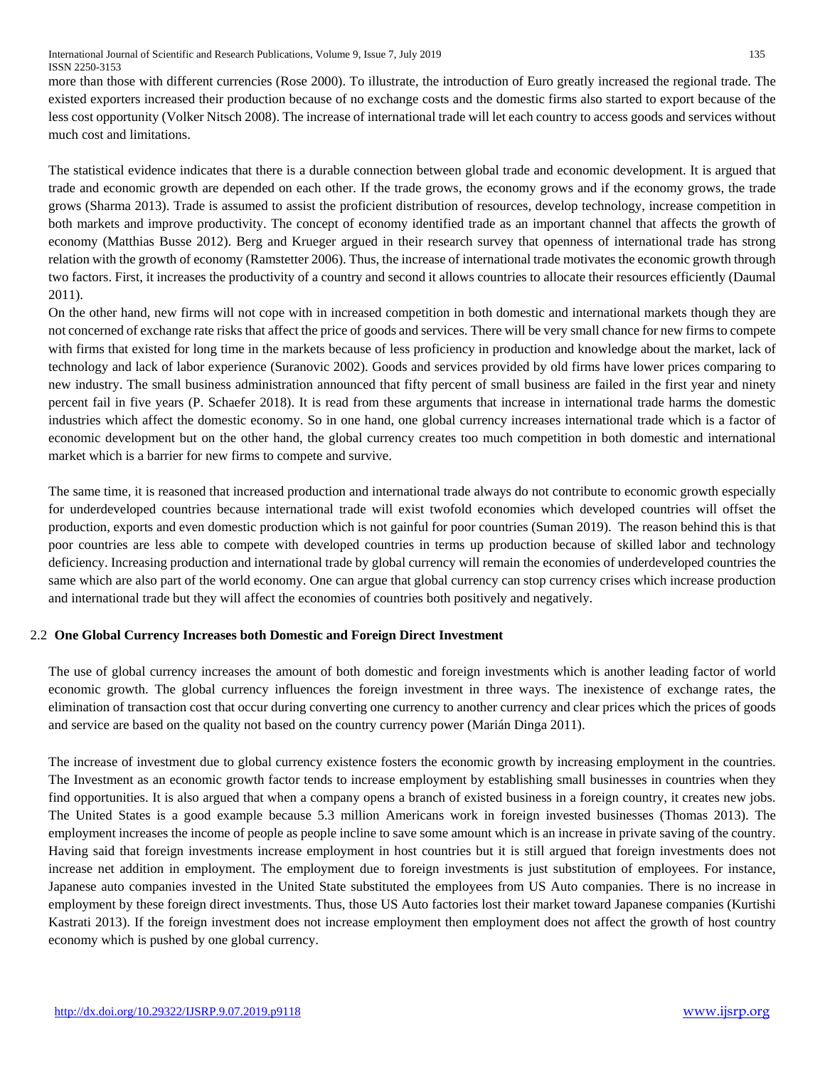more than those with different currencies (Rose 2000). To illustrate, the introduction of Euro greatly increased the regional trade. The existed exporters increased their production because of no exchange costs and the domestic firms also started to export because of the less cost opportunity (Volker Nitsch 2008). The increase of international trade will let each country to access goods and services without much cost and limitations.

The statistical evidence indicates that there is a durable connection between global trade and economic development. It is argued that trade and economic growth are depended on each other. If the trade grows, the economy grows and if the economy grows, the trade grows (Sharma 2013). Trade is assumed to assist the proficient distribution of resources, develop technology, increase competition in both markets and improve productivity. The concept of economy identified trade as an important channel that affects the growth of economy (Matthias Busse 2012). Berg and Krueger argued in their research survey that openness of international trade has strong relation with the growth of economy (Ramstetter 2006). Thus, the increase of international trade motivates the economic growth through two factors. First, it increases the productivity of a country and second it allows countries to allocate their resources efficiently (Daumal 2011).

On the other hand, new firms will not cope with in increased competition in both domestic and international markets though they are not concerned of exchange rate risks that affect the price of goods and services. There will be very small chance for new firms to compete with firms that existed for long time in the markets because of less proficiency in production and knowledge about the market, lack of technology and lack of labor experience (Suranovic 2002). Goods and services provided by old firms have lower prices comparing to new industry. The small business administration announced that fifty percent of small business are failed in the first year and ninety percent fail in five years (P. Schaefer 2018). It is read from these arguments that increase in international trade harms the domestic industries which affect the domestic economy. So in one hand, one global currency increases international trade which is a factor of economic development but on the other hand, the global currency creates too much competition in both domestic and international market which is a barrier for new firms to compete and survive.

The same time, it is reasoned that increased production and international trade always do not contribute to economic growth especially for underdeveloped countries because international trade will exist twofold economies which developed countries will offset the production, exports and even domestic production which is not gainful for poor countries (Suman 2019). The reason behind this is that poor countries are less able to compete with developed countries in terms up production because of skilled labor and technology deficiency. Increasing production and international trade by global currency will remain the economies of underdeveloped countries the same which are also part of the world economy. One can argue that global currency can stop currency crises which increase production and international trade but they will affect the economies of countries both positively and negatively.

### 2.2 One Global Currency Increases both Domestic and Foreign Direct Investment

The use of global currency increases the amount of both domestic and foreign investments which is another leading factor of world economic growth. The global currency influences the foreign investment in three ways. The inexistence of exchange rates, the elimination of transaction cost that occur during converting one currency to another currency and clear prices which the prices of goods and service are based on the quality not based on the country currency power (Marián Dinga 2011).

The increase of investment due to global currency existence fosters the economic growth by increasing employment in the countries. The Investment as an economic growth factor tends to increase employment by establishing small businesses in countries when they find opportunities. It is also argued that when a company opens a branch of existed business in a foreign country, it creates new jobs. The United States is a good example because 5.3 million Americans work in foreign invested businesses (Thomas 2013). The employment increases the income of people as people incline to save some amount which is an increase in private saving of the country. Having said that foreign investments increase employment in host countries but it is still argued that foreign investments does not increase net addition in employment. The employment due to foreign investments is just substitution of employees. For instance, Japanese auto companies invested in the United State substituted the employees from US Auto companies. There is no increase in employment by these foreign direct investments. Thus, those US Auto factories lost their market toward Japanese companies (Kurtishi Kastrati 2013). If the foreign investment does not increase employment then employment does not affect the growth of host country economy which is pushed by one global currency.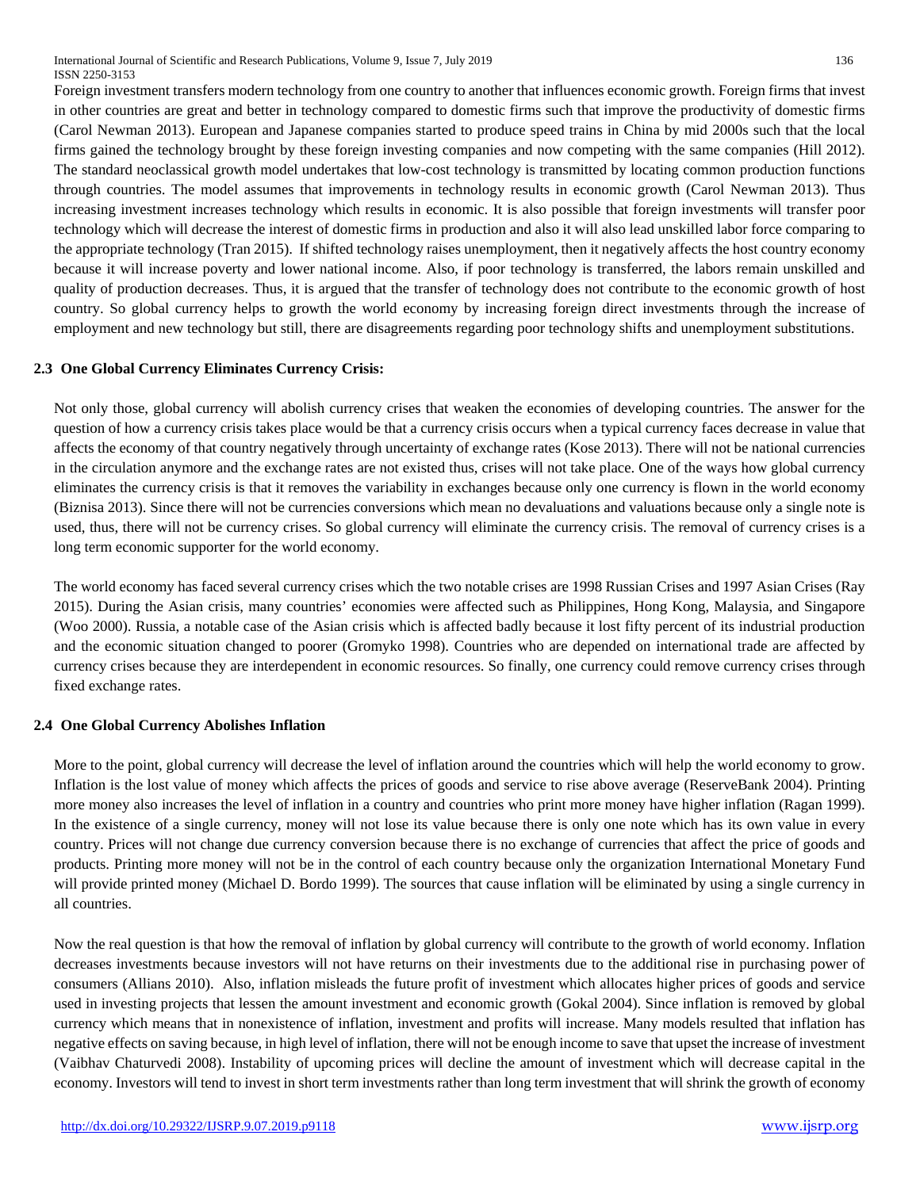Foreign investment transfers modern technology from one country to another that influences economic growth. Foreign firms that invest in other countries are great and better in technology compared to domestic firms such that improve the productivity of domestic firms (Carol Newman 2013). European and Japanese companies started to produce speed trains in China by mid 2000s such that the local firms gained the technology brought by these foreign investing companies and now competing with the same companies (Hill 2012). The standard neoclassical growth model undertakes that low-cost technology is transmitted by locating common production functions through countries. The model assumes that improvements in technology results in economic growth (Carol Newman 2013). Thus increasing investment increases technology which results in economic. It is also possible that foreign investments will transfer poor technology which will decrease the interest of domestic firms in production and also it will also lead unskilled labor force comparing to the appropriate technology (Tran 2015). If shifted technology raises unemployment, then it negatively affects the host country economy because it will increase poverty and lower national income. Also, if poor technology is transferred, the labors remain unskilled and quality of production decreases. Thus, it is argued that the transfer of technology does not contribute to the economic growth of host country. So global currency helps to growth the world economy by increasing foreign direct investments through the increase of employment and new technology but still, there are disagreements regarding poor technology shifts and unemployment substitutions.

### 2.3 One Global Currency Eliminates Currency Crisis:

Not only those, global currency will abolish currency crises that weaken the economies of developing countries. The answer for the question of how a currency crisis takes place would be that a currency crisis occurs when a typical currency faces decrease in value that affects the economy of that country negatively through uncertainty of exchange rates (Kose 2013). There will not be national currencies in the circulation anymore and the exchange rates are not existed thus, crises will not take place. One of the ways how global currency eliminates the currency crisis is that it removes the variability in exchanges because only one currency is flown in the world economy (Biznisa 2013). Since there will not be currencies conversions which mean no devaluations and valuations because only a single note is used, thus, there will not be currency crises. So global currency will eliminate the currency crisis. The removal of currency crises is a long term economic supporter for the world economy.

The world economy has faced several currency crises which the two notable crises are 1998 Russian Crises and 1997 Asian Crises (Ray 2015). During the Asian crisis, many countries' economies were affected such as Philippines, Hong Kong, Malaysia, and Singapore (Woo 2000). Russia, a notable case of the Asian crisis which is affected badly because it lost fifty percent of its industrial production and the economic situation changed to poorer (Gromyko 1998). Countries who are depended on international trade are affected by currency crises because they are interdependent in economic resources. So finally, one currency could remove currency crises through fixed exchange rates.

### 2.4 One Global Currency Abolishes Inflation

More to the point, global currency will decrease the level of inflation around the countries which will help the world economy to grow. Inflation is the lost value of money which affects the prices of goods and service to rise above average (ReserveBank 2004). Printing more money also increases the level of inflation in a country and countries who print more money have higher inflation (Ragan 1999). In the existence of a single currency, money will not lose its value because there is only one note which has its own value in every country. Prices will not change due currency conversion because there is no exchange of currencies that affect the price of goods and products. Printing more money will not be in the control of each country because only the organization International Monetary Fund will provide printed money (Michael D. Bordo 1999). The sources that cause inflation will be eliminated by using a single currency in all countries.

Now the real question is that how the removal of inflation by global currency will contribute to the growth of world economy. Inflation decreases investments because investors will not have returns on their investments due to the additional rise in purchasing power of consumers (Allians 2010). Also, inflation misleads the future profit of investment which allocates higher prices of goods and service used in investing projects that lessen the amount investment and economic growth (Gokal 2004). Since inflation is removed by global currency which means that in nonexistence of inflation, investment and profits will increase. Many models resulted that inflation has negative effects on saving because, in high level of inflation, there will not be enough income to save that upset the increase of investment (Vaibhav Chaturvedi 2008). Instability of upcoming prices will decline the amount of investment which will decrease capital in the economy. Investors will tend to invest in short term investments rather than long term investment that will shrink the growth of economy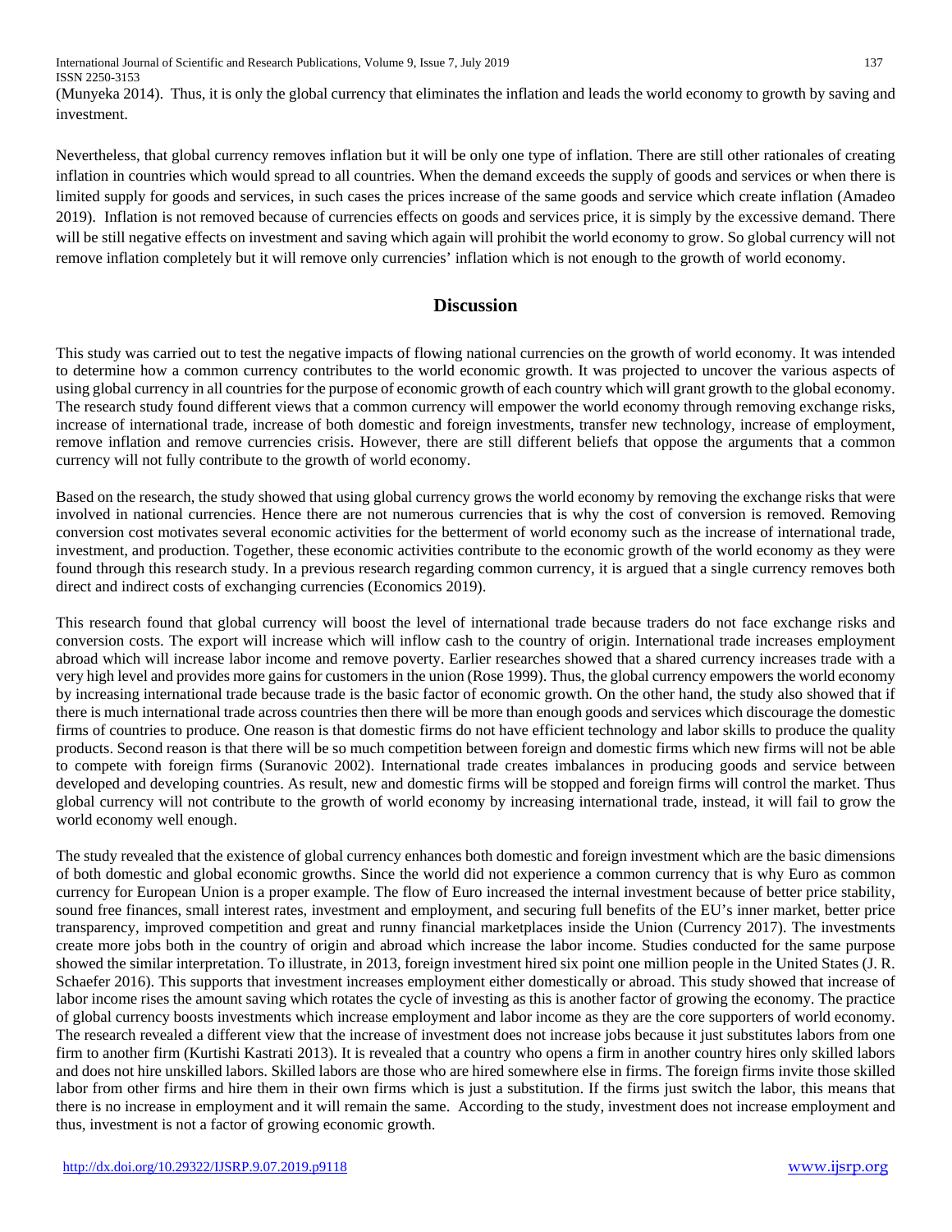(Munyeka 2014). Thus, it is only the global currency that eliminates the inflation and leads the world economy to growth by saving and investment.

Nevertheless, that global currency removes inflation but it will be only one type of inflation. There are still other rationales of creating inflation in countries which would spread to all countries. When the demand exceeds the supply of goods and services or when there is limited supply for goods and services, in such cases the prices increase of the same goods and service which create inflation (Amadeo 2019). Inflation is not removed because of currencies effects on goods and services price, it is simply by the excessive demand. There will be still negative effects on investment and saving which again will prohibit the world economy to grow. So global currency will not remove inflation completely but it will remove only currencies' inflation which is not enough to the growth of world economy.

## Discussion

This study was carried out to test the negative impacts of flowing national currencies on the growth of world economy. It was intended to determine how a common currency contributes to the world economic growth. It was projected to uncover the various aspects of using global currency in all countries for the purpose of economic growth of each country which will grant growth to the global economy. The research study found different views that a common currency will empower the world economy through removing exchange risks, increase of international trade, increase of both domestic and foreign investments, transfer new technology, increase of employment, remove inflation and remove currencies crisis. However, there are still different beliefs that oppose the arguments that a common currency will not fully contribute to the growth of world economy.

Based on the research, the study showed that using global currency grows the world economy by removing the exchange risks that were involved in national currencies. Hence there are not numerous currencies that is why the cost of conversion is removed. Removing conversion cost motivates several economic activities for the betterment of world economy such as the increase of international trade, investment, and production. Together, these economic activities contribute to the economic growth of the world economy as they were found through this research study. In a previous research regarding common currency, it is argued that a single currency removes both direct and indirect costs of exchanging currencies (Economics 2019).

This research found that global currency will boost the level of international trade because traders do not face exchange risks and conversion costs. The export will increase which will inflow cash to the country of origin. International trade increases employment abroad which will increase labor income and remove poverty. Earlier researches showed that a shared currency increases trade with a very high level and provides more gains for customers in the union (Rose 1999). Thus, the global currency empowers the world economy by increasing international trade because trade is the basic factor of economic growth. On the other hand, the study also showed that if there is much international trade across countries then there will be more than enough goods and services which discourage the domestic firms of countries to produce. One reason is that domestic firms do not have efficient technology and labor skills to produce the quality products. Second reason is that there will be so much competition between foreign and domestic firms which new firms will not be able to compete with foreign firms (Suranovic 2002). International trade creates imbalances in producing goods and service between developed and developing countries. As result, new and domestic firms will be stopped and foreign firms will control the market. Thus global currency will not contribute to the growth of world economy by increasing international trade, instead, it will fail to grow the world economy well enough.

The study revealed that the existence of global currency enhances both domestic and foreign investment which are the basic dimensions of both domestic and global economic growths. Since the world did not experience a common currency that is why Euro as common currency for European Union is a proper example. The flow of Euro increased the internal investment because of better price stability, sound free finances, small interest rates, investment and employment, and securing full benefits of the EU's inner market, better price transparency, improved competition and great and runny financial marketplaces inside the Union (Currency 2017). The investments create more jobs both in the country of origin and abroad which increase the labor income. Studies conducted for the same purpose showed the similar interpretation. To illustrate, in 2013, foreign investment hired six point one million people in the United States (J. R. Schaefer 2016). This supports that investment increases employment either domestically or abroad. This study showed that increase of labor income rises the amount saving which rotates the cycle of investing as this is another factor of growing the economy. The practice of global currency boosts investments which increase employment and labor income as they are the core supporters of world economy. The research revealed a different view that the increase of investment does not increase jobs because it just substitutes labors from one firm to another firm (Kurtishi Kastrati 2013). It is revealed that a country who opens a firm in another country hires only skilled labors and does not hire unskilled labors. Skilled labors are those who are hired somewhere else in firms. The foreign firms invite those skilled labor from other firms and hire them in their own firms which is just a substitution. If the firms just switch the labor, this means that there is no increase in employment and it will remain the same. According to the study, investment does not increase employment and thus, investment is not a factor of growing economic growth.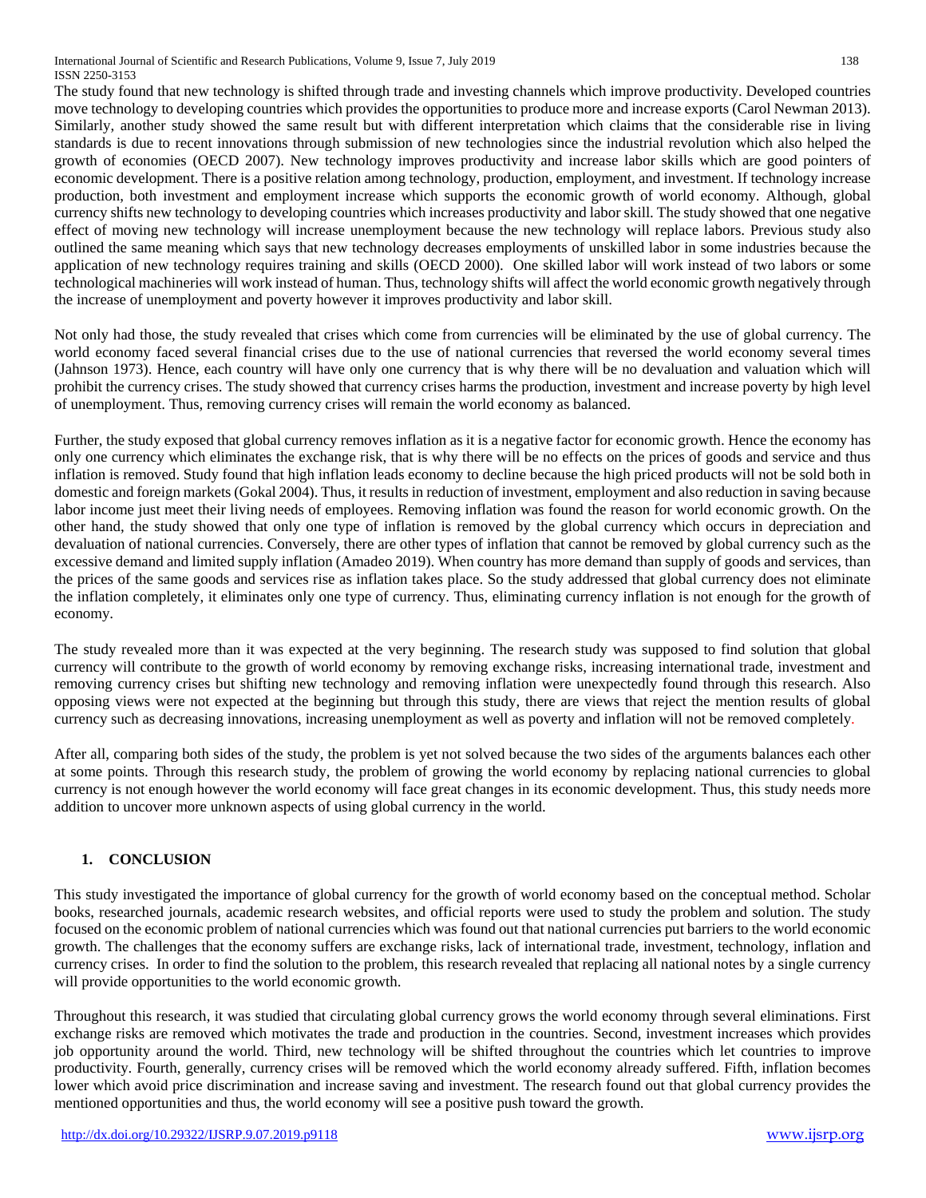The study found that new technology is shifted through trade and investing channels which improve productivity. Developed countries move technology to developing countries which provides the opportunities to produce more and increase exports (Carol Newman 2013). Similarly, another study showed the same result but with different interpretation which claims that the considerable rise in living standards is due to recent innovations through submission of new technologies since the industrial revolution which also helped the growth of economies (OECD 2007). New technology improves productivity and increase labor skills which are good pointers of economic development. There is a positive relation among technology, production, employment, and investment. If technology increase production, both investment and employment increase which supports the economic growth of world economy. Although, global currency shifts new technology to developing countries which increases productivity and labor skill. The study showed that one negative effect of moving new technology will increase unemployment because the new technology will replace labors. Previous study also outlined the same meaning which says that new technology decreases employments of unskilled labor in some industries because the application of new technology requires training and skills (OECD 2000). One skilled labor will work instead of two labors or some technological machineries will work instead of human. Thus, technology shifts will affect the world economic growth negatively through the increase of unemployment and poverty however it improves productivity and labor skill.

Not only had those, the study revealed that crises which come from currencies will be eliminated by the use of global currency. The world economy faced several financial crises due to the use of national currencies that reversed the world economy several times (Jahnson 1973). Hence, each country will have only one currency that is why there will be no devaluation and valuation which will prohibit the currency crises. The study showed that currency crises harms the production, investment and increase poverty by high level of unemployment. Thus, removing currency crises will remain the world economy as balanced.

Further, the study exposed that global currency removes inflation as it is a negative factor for economic growth. Hence the economy has only one currency which eliminates the exchange risk, that is why there will be no effects on the prices of goods and service and thus inflation is removed. Study found that high inflation leads economy to decline because the high priced products will not be sold both in domestic and foreign markets (Gokal 2004). Thus, it results in reduction of investment, employment and also reduction in saving because labor income just meet their living needs of employees. Removing inflation was found the reason for world economic growth. On the other hand, the study showed that only one type of inflation is removed by the global currency which occurs in depreciation and devaluation of national currencies. Conversely, there are other types of inflation that cannot be removed by global currency such as the excessive demand and limited supply inflation (Amadeo 2019). When country has more demand than supply of goods and services, than the prices of the same goods and services rise as inflation takes place. So the study addressed that global currency does not eliminate the inflation completely, it eliminates only one type of currency. Thus, eliminating currency inflation is not enough for the growth of economy.

The study revealed more than it was expected at the very beginning. The research study was supposed to find solution that global currency will contribute to the growth of world economy by removing exchange risks, increasing international trade, investment and removing currency crises but shifting new technology and removing inflation were unexpectedly found through this research. Also opposing views were not expected at the beginning but through this study, there are views that reject the mention results of global currency such as decreasing innovations, increasing unemployment as well as poverty and inflation will not be removed completely.

After all, comparing both sides of the study, the problem is yet not solved because the two sides of the arguments balances each other at some points. Through this research study, the problem of growing the world economy by replacing national currencies to global currency is not enough however the world economy will face great changes in its economic development. Thus, this study needs more addition to uncover more unknown aspects of using global currency in the world.

## 1. CONCLUSION

This study investigated the importance of global currency for the growth of world economy based on the conceptual method. Scholar books, researched journals, academic research websites, and official reports were used to study the problem and solution. The study focused on the economic problem of national currencies which was found out that national currencies put barriers to the world economic growth. The challenges that the economy suffers are exchange risks, lack of international trade, investment, technology, inflation and currency crises. In order to find the solution to the problem, this research revealed that replacing all national notes by a single currency will provide opportunities to the world economic growth.

Throughout this research, it was studied that circulating global currency grows the world economy through several eliminations. First exchange risks are removed which motivates the trade and production in the countries. Second, investment increases which provides job opportunity around the world. Third, new technology will be shifted throughout the countries which let countries to improve productivity. Fourth, generally, currency crises will be removed which the world economy already suffered. Fifth, inflation becomes lower which avoid price discrimination and increase saving and investment. The research found out that global currency provides the mentioned opportunities and thus, the world economy will see a positive push toward the growth.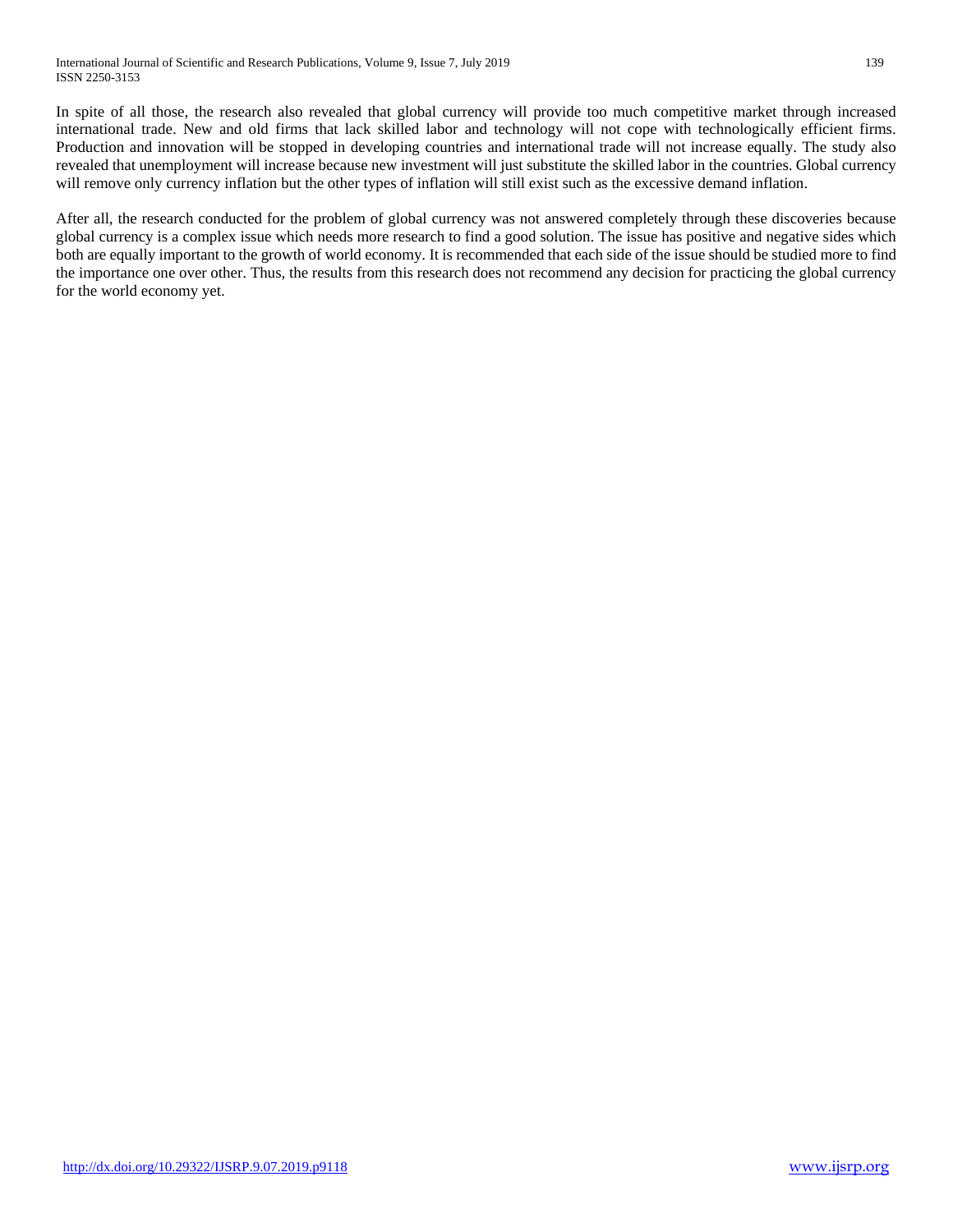In spite of all those, the research also revealed that global currency will provide too much competitive market through increased international trade. New and old firms that lack skilled labor and technology will not cope with technologically efficient firms. Production and innovation will be stopped in developing countries and international trade will not increase equally. The study also revealed that unemployment will increase because new investment will just substitute the skilled labor in the countries. Global currency will remove only currency inflation but the other types of inflation will still exist such as the excessive demand inflation.

After all, the research conducted for the problem of global currency was not answered completely through these discoveries because global currency is a complex issue which needs more research to find a good solution. The issue has positive and negative sides which both are equally important to the growth of world economy. It is recommended that each side of the issue should be studied more to find the importance one over other. Thus, the results from this research does not recommend any decision for practicing the global currency for the world economy yet.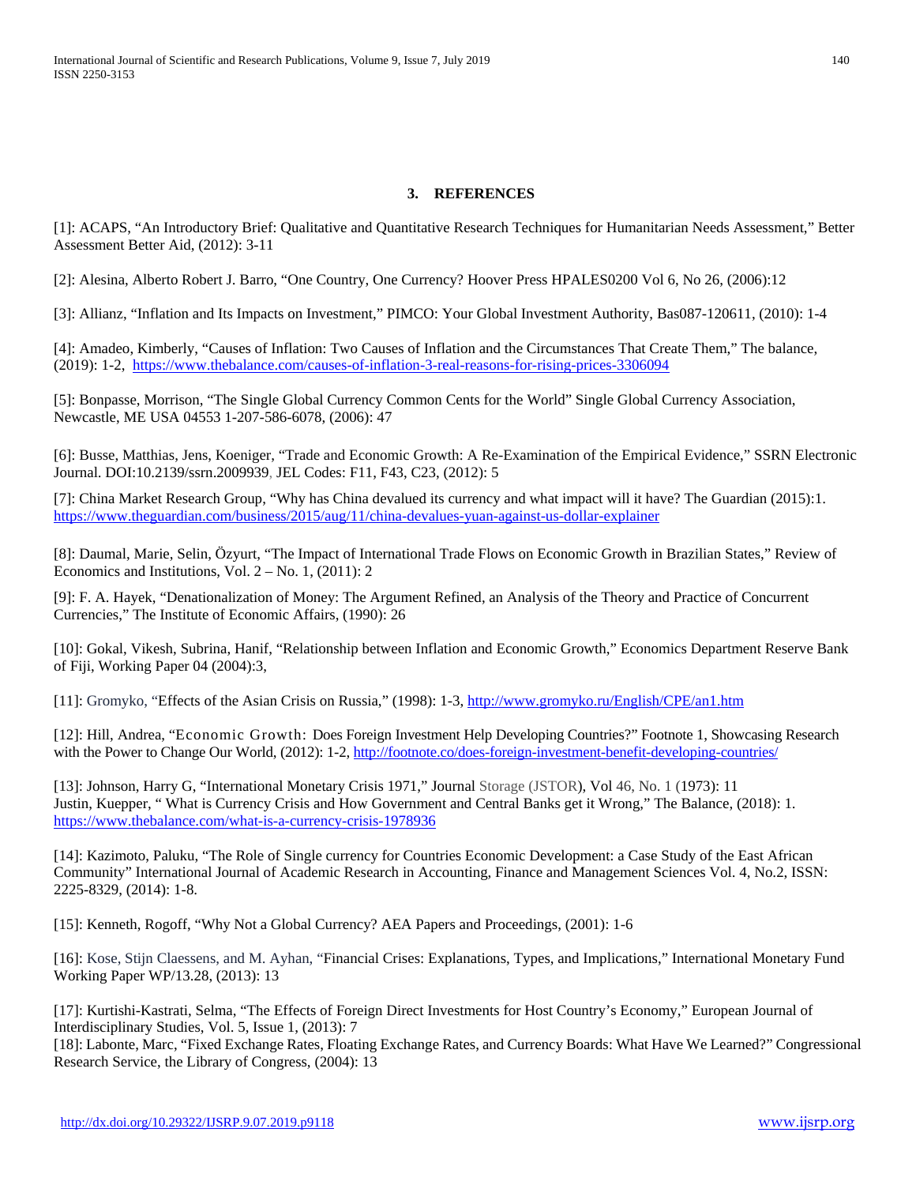## 3. REFERENCES

[1]: ACAPS, "An Introductory Brief: Qualitative and Quantitative Research Techniques for Humanitarian Needs Assessment," Better Assessment Better Aid, (2012): 3-11

[2]: Alesina, Alberto Robert J. Barro, "One Country, One Currency? Hoover Press HPALES0200 Vol 6, No 26, (2006):12

[3]: Allianz, "Inflation and Its Impacts on Investment," PIMCO: Your Global Investment Authority, Bas087-120611, (2010): 1-4

[4]: Amadeo, Kimberly, "Causes of Inflation: Two Causes of Inflation and the Circumstances That Create Them," The balance, (2019): 1-2, https://www.thebalance.com/causes-of-inflation-3-real-reasons-for-rising-prices-3306094

[5]: Bonpasse, Morrison, "The Single Global Currency Common Cents for the World" Single Global Currency Association, Newcastle, ME USA 04553 1-207-586-6078, (2006): 47

[6]: Busse, Matthias, Jens, Koeniger, "Trade and Economic Growth: A Re-Examination of the Empirical Evidence," SSRN Electronic Journal. DOI:10.2139/ssrn.2009939, JEL Codes: F11, F43, C23, (2012): 5

[7]: China Market Research Group, "Why has China devalued its currency and what impact will it have? The Guardian (2015):1. https://www.theguardian.com/business/2015/aug/11/china-devalues-yuan-against-us-dollar-explainer

[8]: Daumal, Marie, Selin, Özyurt, "The Impact of International Trade Flows on Economic Growth in Brazilian States," Review of Economics and Institutions, Vol. 2 – No. 1, (2011): 2

[9]: F. A. Hayek, "Denationalization of Money: The Argument Refined, an Analysis of the Theory and Practice of Concurrent Currencies," The Institute of Economic Affairs, (1990): 26

[10]: Gokal, Vikesh, Subrina, Hanif, "Relationship between Inflation and Economic Growth," Economics Department Reserve Bank of Fiji, Working Paper 04 (2004):3,

[11]: Gromyko, "Effects of the Asian Crisis on Russia," (1998): 1-3, http://www.gromyko.ru/English/CPE/an1.htm

[12]: Hill, Andrea, "Economic Growth: Does Foreign Investment Help Developing Countries?" Footnote 1, Showcasing Research with the Power to Change Our World, (2012): 1-2, http://footnote.co/does-foreign-investment-benefit-developing-countries/

[13]: Johnson, Harry G, "International Monetary Crisis 1971," Journal Storage (JSTOR), Vol 46, No. 1 (1973): 11
Justin, Kuepper, " What is Currency Crisis and How Government and Central Banks get it Wrong," The Balance, (2018): 1. https://www.thebalance.com/what-is-a-currency-crisis-1978936

[14]: Kazimoto, Paluku, "The Role of Single currency for Countries Economic Development: a Case Study of the East African Community" International Journal of Academic Research in Accounting, Finance and Management Sciences Vol. 4, No.2, ISSN: 2225-8329, (2014): 1-8.

[15]: Kenneth, Rogoff, "Why Not a Global Currency? AEA Papers and Proceedings, (2001): 1-6

[16]: Kose, Stijn Claessens, and M. Ayhan, "Financial Crises: Explanations, Types, and Implications," International Monetary Fund Working Paper WP/13.28, (2013): 13

[17]: Kurtishi-Kastrati, Selma, "The Effects of Foreign Direct Investments for Host Country's Economy," European Journal of Interdisciplinary Studies, Vol. 5, Issue 1, (2013): 7

[18]: Labonte, Marc, "Fixed Exchange Rates, Floating Exchange Rates, and Currency Boards: What Have We Learned?" Congressional Research Service, the Library of Congress, (2004): 13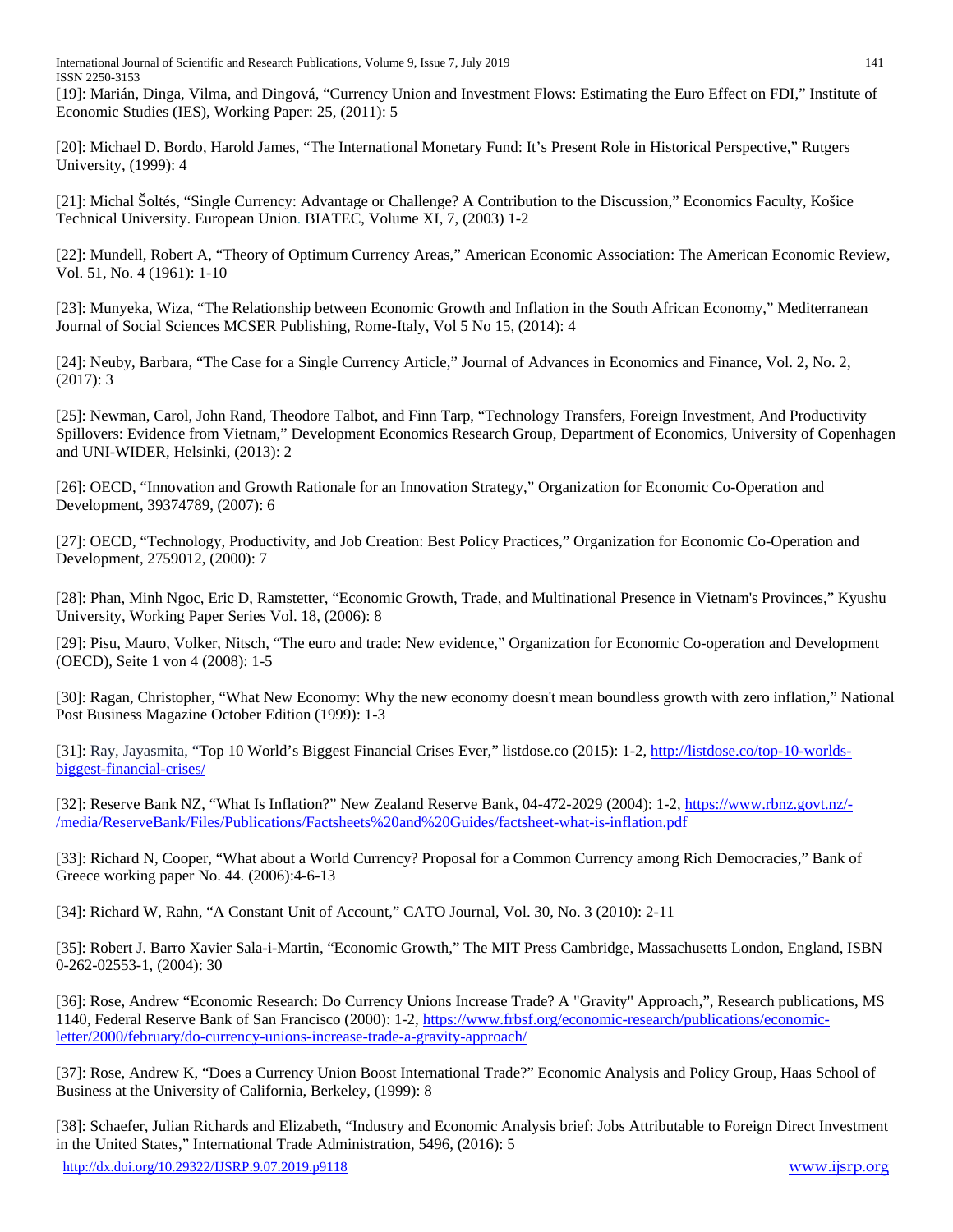[19]: Marián, Dinga, Vilma, and Dingová, “Currency Union and Investment Flows: Estimating the Euro Effect on FDI,” Institute of Economic Studies (IES), Working Paper: 25, (2011): 5

[20]: Michael D. Bordo, Harold James, “The International Monetary Fund: It’s Present Role in Historical Perspective,” Rutgers University, (1999): 4

[21]: Michal Šoltés, “Single Currency: Advantage or Challenge? A Contribution to the Discussion,” Economics Faculty, Košice Technical University. European Union. BIATEC, Volume XI, 7, (2003) 1-2

[22]: Mundell, Robert A, “Theory of Optimum Currency Areas,” American Economic Association: The American Economic Review, Vol. 51, No. 4 (1961): 1-10

[23]: Munyeka, Wiza, “The Relationship between Economic Growth and Inflation in the South African Economy,” Mediterranean Journal of Social Sciences MCSER Publishing, Rome-Italy, Vol 5 No 15, (2014): 4

[24]: Neuby, Barbara, “The Case for a Single Currency Article,” Journal of Advances in Economics and Finance, Vol. 2, No. 2, (2017): 3

[25]: Newman, Carol, John Rand, Theodore Talbot, and Finn Tarp, “Technology Transfers, Foreign Investment, And Productivity Spillovers: Evidence from Vietnam,” Development Economics Research Group, Department of Economics, University of Copenhagen and UNI-WIDER, Helsinki, (2013): 2

[26]: OECD, “Innovation and Growth Rationale for an Innovation Strategy,” Organization for Economic Co-Operation and Development, 39374789, (2007): 6

[27]: OECD, “Technology, Productivity, and Job Creation: Best Policy Practices,” Organization for Economic Co-Operation and Development, 2759012, (2000): 7

[28]: Phan, Minh Ngoc, Eric D, Ramstetter, “Economic Growth, Trade, and Multinational Presence in Vietnam's Provinces,” Kyushu University, Working Paper Series Vol. 18, (2006): 8

[29]: Pisu, Mauro, Volker, Nitsch, “The euro and trade: New evidence,” Organization for Economic Co-operation and Development (OECD), Seite 1 von 4 (2008): 1-5

[30]: Ragan, Christopher, “What New Economy: Why the new economy doesn't mean boundless growth with zero inflation,” National Post Business Magazine October Edition (1999): 1-3

[31]: Ray, Jayasmita, “Top 10 World’s Biggest Financial Crises Ever,” listdose.co (2015): 1-2, http://listdose.co/top-10-worlds-biggest-financial-crises/

[32]: Reserve Bank NZ, “What Is Inflation?” New Zealand Reserve Bank, 04-472-2029 (2004): 1-2, https://www.rbnz.govt.nz/-/media/ReserveBank/Files/Publications/Factsheets%20and%20Guides/factsheet-what-is-inflation.pdf

[33]: Richard N, Cooper, “What about a World Currency? Proposal for a Common Currency among Rich Democracies,” Bank of Greece working paper No. 44. (2006):4-6-13

[34]: Richard W, Rahn, “A Constant Unit of Account,” CATO Journal, Vol. 30, No. 3 (2010): 2-11

[35]: Robert J. Barro Xavier Sala-i-Martin, “Economic Growth,” The MIT Press Cambridge, Massachusetts London, England, ISBN 0-262-02553-1, (2004): 30

[36]: Rose, Andrew “Economic Research: Do Currency Unions Increase Trade? A "Gravity" Approach,”, Research publications, MS 1140, Federal Reserve Bank of San Francisco (2000): 1-2, https://www.frbsf.org/economic-research/publications/economic-letter/2000/february/do-currency-unions-increase-trade-a-gravity-approach/

[37]: Rose, Andrew K, “Does a Currency Union Boost International Trade?” Economic Analysis and Policy Group, Haas School of Business at the University of California, Berkeley, (1999): 8

[38]: Schaefer, Julian Richards and Elizabeth, “Industry and Economic Analysis brief: Jobs Attributable to Foreign Direct Investment in the United States,” International Trade Administration, 5496, (2016): 5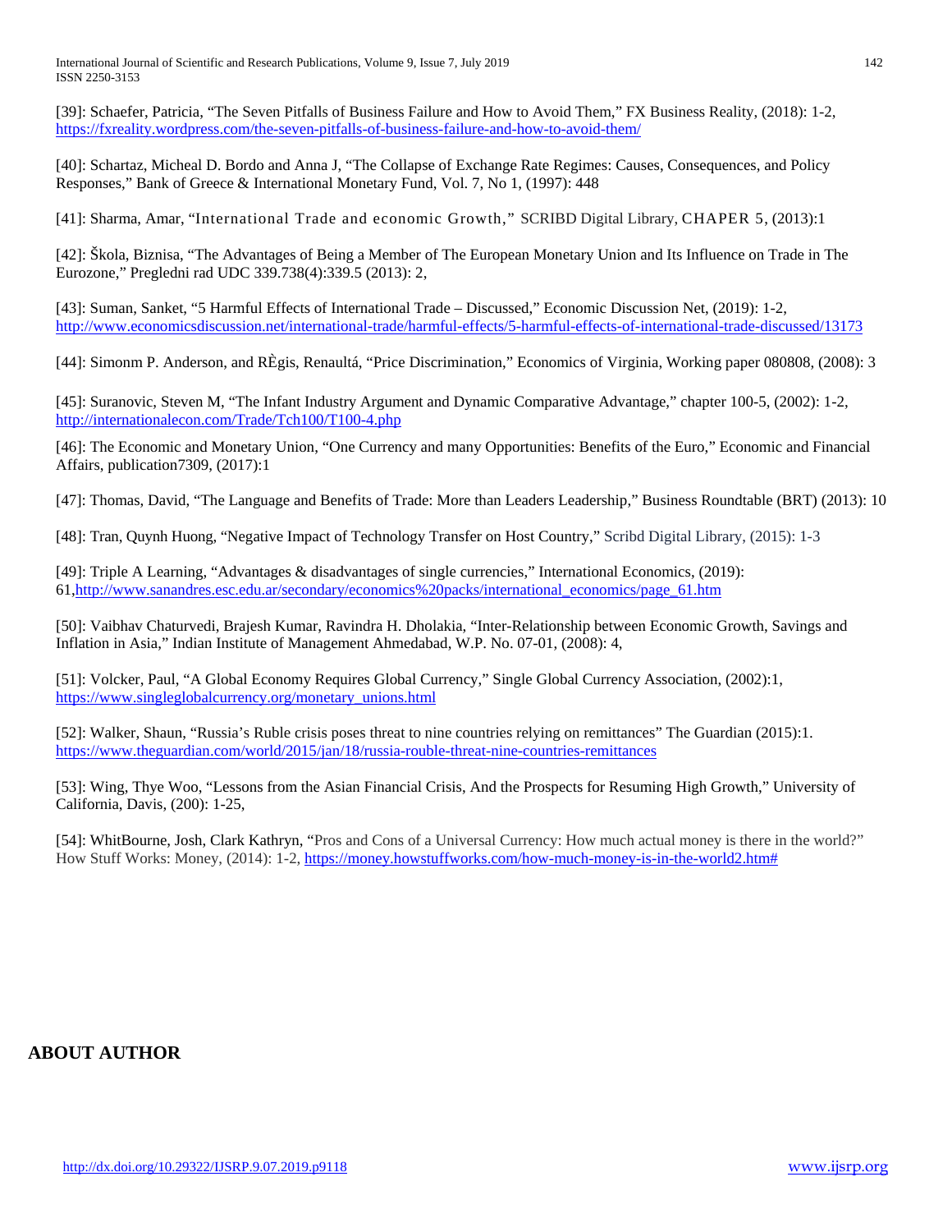[39]: Schaefer, Patricia, "The Seven Pitfalls of Business Failure and How to Avoid Them," FX Business Reality, (2018): 1-2, https://fxreality.wordpress.com/the-seven-pitfalls-of-business-failure-and-how-to-avoid-them/

[40]: Schartaz, Micheal D. Bordo and Anna J, "The Collapse of Exchange Rate Regimes: Causes, Consequences, and Policy Responses," Bank of Greece & International Monetary Fund, Vol. 7, No 1, (1997): 448

[41]: Sharma, Amar, "International Trade and economic Growth," SCRIBD Digital Library, CHAPER 5, (2013):1

[42]: Škola, Biznisa, "The Advantages of Being a Member of The European Monetary Union and Its Influence on Trade in The Eurozone," Pregledni rad UDC 339.738(4):339.5 (2013): 2,

[43]: Suman, Sanket, "5 Harmful Effects of International Trade – Discussed," Economic Discussion Net, (2019): 1-2, http://www.economicsdiscussion.net/international-trade/harmful-effects/5-harmful-effects-of-international-trade-discussed/13173

[44]: Simonm P. Anderson, and RÈgis, Renaultá, "Price Discrimination," Economics of Virginia, Working paper 080808, (2008): 3

[45]: Suranovic, Steven M, "The Infant Industry Argument and Dynamic Comparative Advantage," chapter 100-5, (2002): 1-2, http://internationalecon.com/Trade/Tch100/T100-4.php

[46]: The Economic and Monetary Union, "One Currency and many Opportunities: Benefits of the Euro," Economic and Financial Affairs, publication7309, (2017):1

[47]: Thomas, David, "The Language and Benefits of Trade: More than Leaders Leadership," Business Roundtable (BRT) (2013): 10

[48]: Tran, Quynh Huong, "Negative Impact of Technology Transfer on Host Country," Scribd Digital Library, (2015): 1-3

[49]: Triple A Learning, "Advantages & disadvantages of single currencies," International Economics, (2019): 61,http://www.sanandres.esc.edu.ar/secondary/economics%20packs/international_economics/page_61.htm

[50]: Vaibhav Chaturvedi, Brajesh Kumar, Ravindra H. Dholakia, "Inter-Relationship between Economic Growth, Savings and Inflation in Asia," Indian Institute of Management Ahmedabad, W.P. No. 07-01, (2008): 4,

[51]: Volcker, Paul, "A Global Economy Requires Global Currency," Single Global Currency Association, (2002):1, https://www.singleglobalcurrency.org/monetary_unions.html

[52]: Walker, Shaun, "Russia's Ruble crisis poses threat to nine countries relying on remittances" The Guardian (2015):1. https://www.theguardian.com/world/2015/jan/18/russia-rouble-threat-nine-countries-remittances

[53]: Wing, Thye Woo, "Lessons from the Asian Financial Crisis, And the Prospects for Resuming High Growth," University of California, Davis, (200): 1-25,

[54]: WhitBourne, Josh, Clark Kathryn, "Pros and Cons of a Universal Currency: How much actual money is there in the world?" How Stuff Works: Money, (2014): 1-2, https://money.howstuffworks.com/how-much-money-is-in-the-world2.htm#

## ABOUT AUTHOR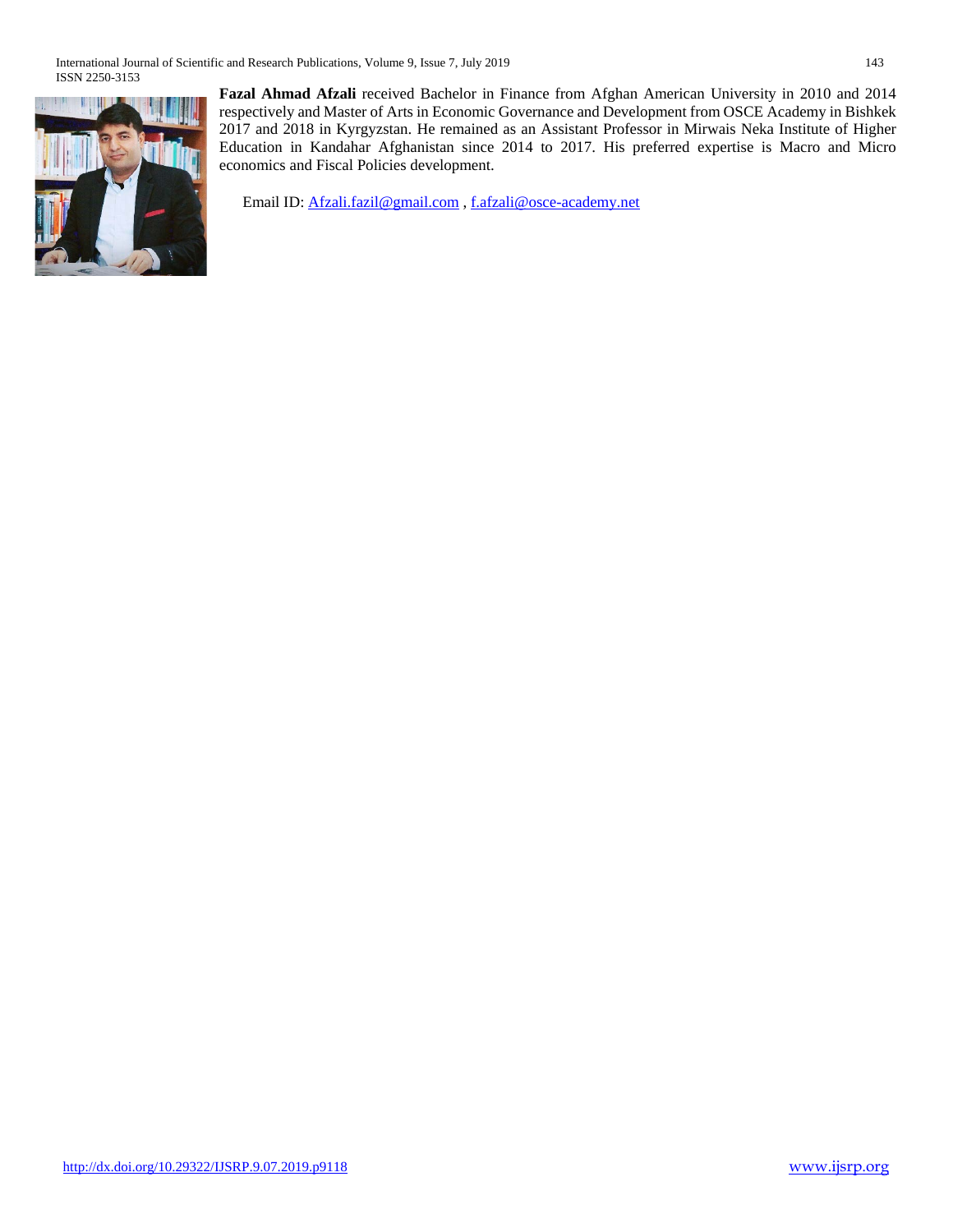**Fazal Ahmad Afzali** received Bachelor in Finance from Afghan American University in 2010 and 2014 respectively and Master of Arts in Economic Governance and Development from OSCE Academy in Bishkek 2017 and 2018 in Kyrgyzstan. He remained as an Assistant Professor in Mirwais Neka Institute of Higher Education in Kandahar Afghanistan since 2014 to 2017. His preferred expertise is Macro and Micro economics and Fiscal Policies development.

Email ID: Afzali.fazil@gmail.com , f.afzali@osce-academy.net